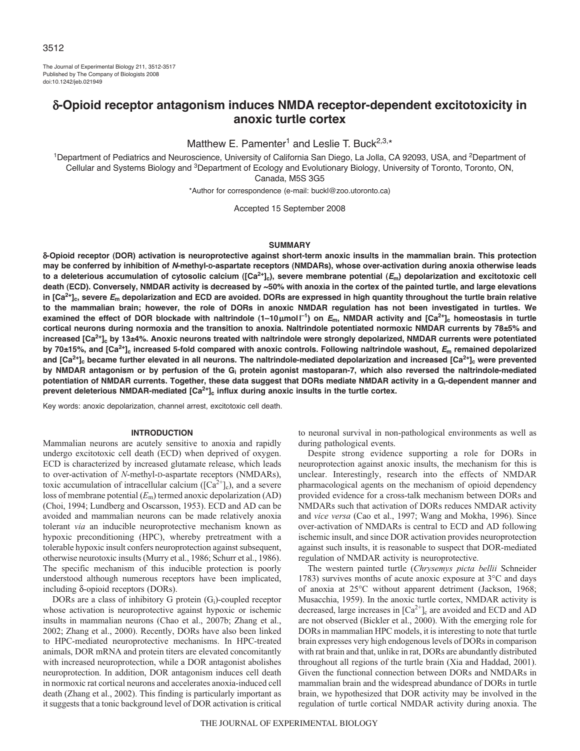# δ-Opioid receptor antagonism induces NMDA receptor-dependent excitotoxicity in anoxic turtle cortex

Matthew E. Pamenter[1] and Leslie T. Buck[2,3,*]

[1]Department of Pediatrics and Neuroscience, University of California San Diego, La Jolla, CA 92093, USA, and [2]Department of Cellular and Systems Biology and [3]Department of Ecology and Evolutionary Biology, University of Toronto, Toronto, ON, Canada, M5S 3G5

*Author for correspondence (e-mail: buckl@zoo.utoronto.ca)

Accepted 15 September 2008

## SUMMARY

**δ-Opioid receptor (DOR) activation is neuroprotective against short-term anoxic insults in the mammalian brain. This protection may be conferred by inhibition of *N*-methyl-D-aspartate receptors (NMDARs), whose over-activation during anoxia otherwise leads to a deleterious accumulation of cytosolic calcium ($[Ca^{2+}]_c$), severe membrane potential ($E_m$) depolarization and excitotoxic cell death (ECD). Conversely, NMDAR activity is decreased by ~50% with anoxia in the cortex of the painted turtle, and large elevations in $[Ca^{2+}]_c$, severe $E_m$ depolarization and ECD are avoided. DORs are expressed in high quantity throughout the turtle brain relative to the mammalian brain; however, the role of DORs in anoxic NMDAR regulation has not been investigated in turtles. We examined the effect of DOR blockade with naltrindole (1–10 μmol l$^{-1}$) on $E_m$, NMDAR activity and $[Ca^{2+}]_c$ homeostasis in turtle cortical neurons during normoxia and the transition to anoxia. Naltrindole potentiated normoxic NMDAR currents by 78±5% and increased $[Ca^{2+}]_c$ by 13±4%. Anoxic neurons treated with naltrindole were strongly depolarized, NMDAR currents were potentiated by 70±15%, and $[Ca^{2+}]_c$ increased 5-fold compared with anoxic controls. Following naltrindole washout, $E_m$ remained depolarized and $[Ca^{2+}]_c$ became further elevated in all neurons. The naltrindole-mediated depolarization and increased $[Ca^{2+}]_c$ were prevented by NMDAR antagonism or by perfusion of the $G_i$ protein agonist mastoparan-7, which also reversed the naltrindole-mediated potentiation of NMDAR currents. Together, these data suggest that DORs mediate NMDAR activity in a $G_i$-dependent manner and prevent deleterious NMDAR-mediated $[Ca^{2+}]_c$ influx during anoxic insults in the turtle cortex.**

Key words: anoxic depolarization, channel arrest, excitotoxic cell death.

## INTRODUCTION

Mammalian neurons are acutely sensitive to anoxia and rapidly undergo excitotoxic cell death (ECD) when deprived of oxygen. ECD is characterized by increased glutamate release, which leads to over-activation of *N*-methyl-D-aspartate receptors (NMDARs), toxic accumulation of intracellular calcium ($[Ca^{2+}]_c$), and a severe loss of membrane potential ($E_m$) termed anoxic depolarization (AD) (Choi, 1994; Lundberg and Oscarsson, 1953). ECD and AD can be avoided and mammalian neurons can be made relatively anoxia tolerant *via* an inducible neuroprotective mechanism known as hypoxic preconditioning (HPC), whereby pretreatment with a tolerable hypoxic insult confers neuroprotection against subsequent, otherwise neurotoxic insults (Murry et al., 1986; Schurr et al., 1986). The specific mechanism of this inducible protection is poorly understood although numerous receptors have been implicated, including δ-opioid receptors (DORs).

DORs are a class of inhibitory G protein ($G_i$)-coupled receptor whose activation is neuroprotective against hypoxic or ischemic insults in mammalian neurons (Chao et al., 2007b; Zhang et al., 2002; Zhang et al., 2000). Recently, DORs have also been linked to HPC-mediated neuroprotective mechanisms. In HPC-treated animals, DOR mRNA and protein titers are elevated concomitantly with increased neuroprotection, while a DOR antagonist abolishes neuroprotection. In addition, DOR antagonism induces cell death in normoxic rat cortical neurons and accelerates anoxia-induced cell death (Zhang et al., 2002). This finding is particularly important as it suggests that a tonic background level of DOR activation is critical to neuronal survival in non-pathological environments as well as during pathological events.

Despite strong evidence supporting a role for DORs in neuroprotection against anoxic insults, the mechanism for this is unclear. Interestingly, research into the effects of NMDAR pharmacological agents on the mechanism of opioid dependency provided evidence for a cross-talk mechanism between DORs and NMDARs such that activation of DORs reduces NMDAR activity and *vice versa* (Cao et al., 1997; Wang and Mokha, 1996). Since over-activation of NMDARs is central to ECD and AD following ischemic insult, and since DOR activation provides neuroprotection against such insults, it is reasonable to suspect that DOR-mediated regulation of NMDAR activity is neuroprotective.

The western painted turtle (*Chrysemys picta bellii* Schneider 1783) survives months of acute anoxic exposure at 3°C and days of anoxia at 25°C without apparent detriment (Jackson, 1968; Musacchia, 1959). In the anoxic turtle cortex, NMDAR activity is decreased, large increases in $[Ca^{2+}]_c$ are avoided and ECD and AD are not observed (Bickler et al., 2000). With the emerging role for DORs in mammalian HPC models, it is interesting to note that turtle brain expresses very high endogenous levels of DORs in comparison with rat brain and that, unlike in rat, DORs are abundantly distributed throughout all regions of the turtle brain (Xia and Haddad, 2001). Given the functional connection between DORs and NMDARs in mammalian brain and the widespread abundance of DORs in turtle brain, we hypothesized that DOR activity may be involved in the regulation of turtle cortical NMDAR activity during anoxia. The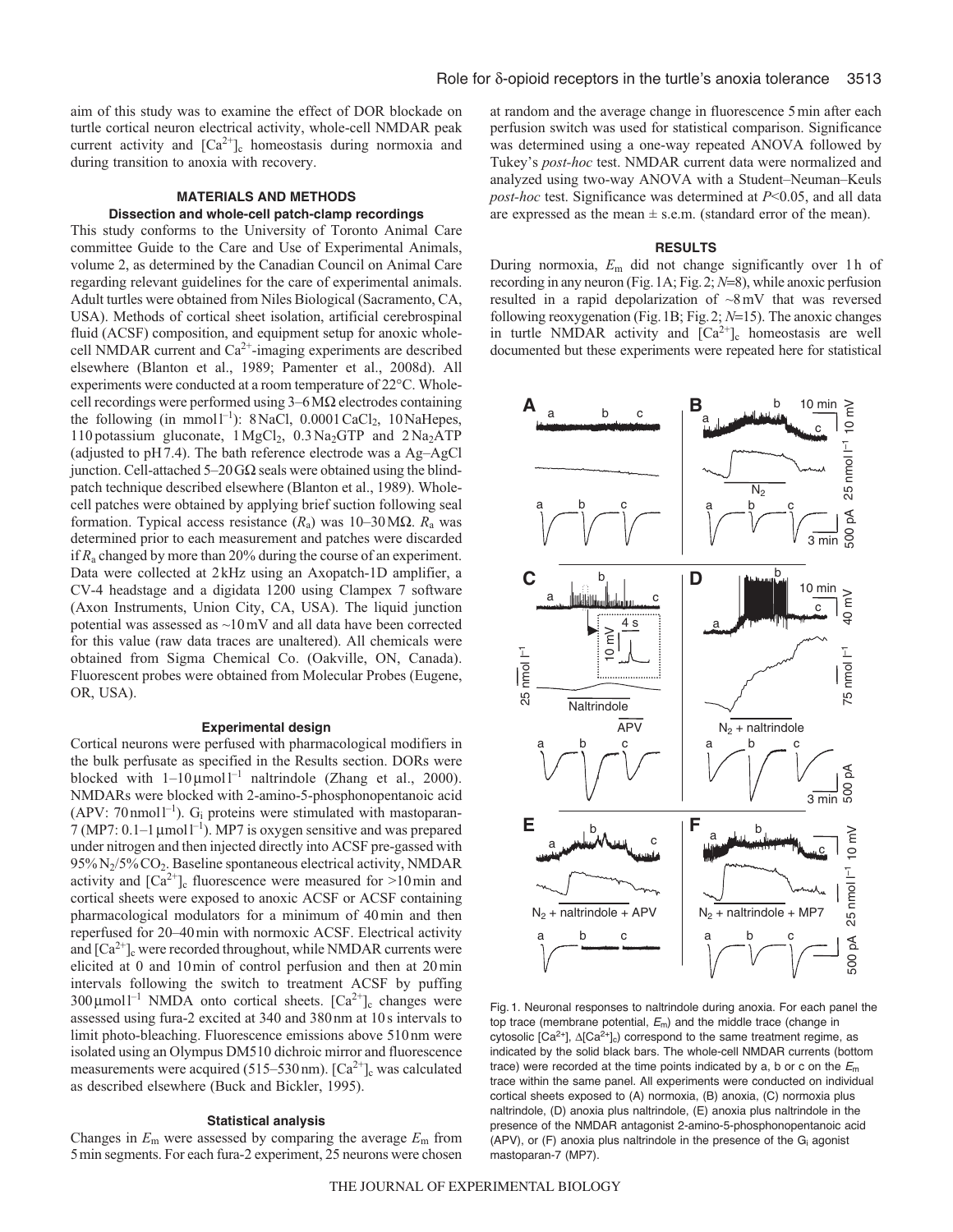aim of this study was to examine the effect of DOR blockade on turtle cortical neuron electrical activity, whole-cell NMDAR peak current activity and $[Ca^{2+}]_c$ homeostasis during normoxia and during transition to anoxia with recovery.

## MATERIALS AND METHODS

### Dissection and whole-cell patch-clamp recordings

This study conforms to the University of Toronto Animal Care committee Guide to the Care and Use of Experimental Animals, volume 2, as determined by the Canadian Council on Animal Care regarding relevant guidelines for the care of experimental animals. Adult turtles were obtained from Niles Biological (Sacramento, CA, USA). Methods of cortical sheet isolation, artificial cerebrospinal fluid (ACSF) composition, and equipment setup for anoxic whole-cell NMDAR current and $Ca^{2+}$-imaging experiments are described elsewhere (Blanton et al., 1989; Pamenter et al., 2008d). All experiments were conducted at a room temperature of 22°C. Whole-cell recordings were performed using 3–6 MΩ electrodes containing the following (in mmol $l^{-1}$): 8 NaCl, 0.0001 $CaCl_2$, 10 NaHepes, 110 potassium gluconate, 1 $MgCl_2$, 0.3 $Na_2$GTP and 2 $Na_2$ATP (adjusted to pH 7.4). The bath reference electrode was a Ag–AgCl junction. Cell-attached 5–20 GΩ seals were obtained using the blind-patch technique described elsewhere (Blanton et al., 1989). Whole-cell patches were obtained by applying brief suction following seal formation. Typical access resistance ($R_a$) was 10–30 MΩ. $R_a$ was determined prior to each measurement and patches were discarded if $R_a$ changed by more than 20% during the course of an experiment. Data were collected at 2 kHz using an Axopatch-1D amplifier, a CV-4 headstage and a digidata 1200 using Clampex 7 software (Axon Instruments, Union City, CA, USA). The liquid junction potential was assessed as ~10 mV and all data have been corrected for this value (raw data traces are unaltered). All chemicals were obtained from Sigma Chemical Co. (Oakville, ON, Canada). Fluorescent probes were obtained from Molecular Probes (Eugene, OR, USA).

### Experimental design

Cortical neurons were perfused with pharmacological modifiers in the bulk perfusate as specified in the Results section. DORs were blocked with 1–10 μmol $l^{-1}$ naltrindole (Zhang et al., 2000). NMDARs were blocked with 2-amino-5-phosphonopentanoic acid (APV: 70 nmol $l^{-1}$). $G_i$ proteins were stimulated with mastoparan-7 (MP7: 0.1–1 μmol $l^{-1}$). MP7 is oxygen sensitive and was prepared under nitrogen and then injected directly into ACSF pre-gassed with 95% $N_2$/5% $CO_2$. Baseline spontaneous electrical activity, NMDAR activity and $[Ca^{2+}]_c$ fluorescence were measured for >10 min and cortical sheets were exposed to anoxic ACSF or ACSF containing pharmacological modulators for a minimum of 40 min and then reperfused for 20–40 min with normoxic ACSF. Electrical activity and $[Ca^{2+}]_c$ were recorded throughout, while NMDAR currents were elicited at 0 and 10 min of control perfusion and then at 20 min intervals following the switch to treatment ACSF by puffing 300 μmol $l^{-1}$ NMDA onto cortical sheets. $[Ca^{2+}]_c$ changes were assessed using fura-2 excited at 340 and 380 nm at 10 s intervals to limit photo-bleaching. Fluorescence emissions above 510 nm were isolated using an Olympus DM510 dichroic mirror and fluorescence measurements were acquired (515–530 nm). $[Ca^{2+}]_c$ was calculated as described elsewhere (Buck and Bickler, 1995).

### Statistical analysis

Changes in $E_m$ were assessed by comparing the average $E_m$ from 5 min segments. For each fura-2 experiment, 25 neurons were chosen at random and the average change in fluorescence 5 min after each perfusion switch was used for statistical comparison. Significance was determined using a one-way repeated ANOVA followed by Tukey's *post-hoc* test. NMDAR current data were normalized and analyzed using two-way ANOVA with a Student–Neuman–Keuls *post-hoc* test. Significance was determined at $P$<0.05, and all data are expressed as the mean ± s.e.m. (standard error of the mean).

## RESULTS

During normoxia, $E_m$ did not change significantly over 1 h of recording in any neuron (Fig. 1A; Fig. 2; $N$=8), while anoxic perfusion resulted in a rapid depolarization of ~8 mV that was reversed following reoxygenation (Fig. 1B; Fig. 2; $N$=15). The anoxic changes in turtle NMDAR activity and $[Ca^{2+}]_c$ homeostasis are well documented but these experiments were repeated here for statistical

Fig. 1. Neuronal responses to naltrindole during anoxia. For each panel the top trace (membrane potential, $E_m$) and the middle trace (change in cytosolic $[Ca^{2+}]$, $\Delta[Ca^{2+}]_c$) correspond to the same treatment regime, as indicated by the solid black bars. The whole-cell NMDAR currents (bottom trace) were recorded at the time points indicated by a, b or c on the $E_m$ trace within the same panel. All experiments were conducted on individual cortical sheets exposed to (A) normoxia, (B) anoxia, (C) normoxia plus naltrindole, (D) anoxia plus naltrindole, (E) anoxia plus naltrindole in the presence of the NMDAR antagonist 2-amino-5-phosphonopentanoic acid (APV), or (F) anoxia plus naltrindole in the presence of the $G_i$ agonist mastoparan-7 (MP7).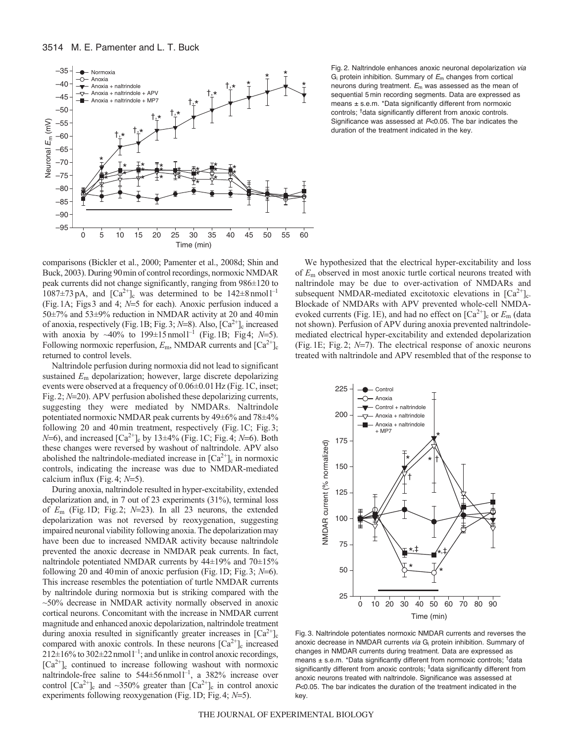Fig. 2. Naltrindole enhances anoxic neuronal depolarization *via* $G_i$ protein inhibition. Summary of $E_m$ changes from cortical neurons during treatment. $E_m$ was assessed as the mean of sequential 5 min recording segments. Data are expressed as means ± s.e.m. *Data significantly different from normoxic controls; †data significantly different from anoxic controls. Significance was assessed at $P<0.05$. The bar indicates the duration of the treatment indicated in the key.

comparisons (Bickler et al., 2000; Pamenter et al., 2008d; Shin and Buck, 2003). During 90 min of control recordings, normoxic NMDAR peak currents did not change significantly, ranging from 986±120 to 1087±73 pA, and $[Ca^{2+}]_c$ was determined to be 142±8 nmol l$^{-1}$ (Fig. 1A; Figs 3 and 4; $N$=5 for each). Anoxic perfusion induced a 50±7% and 53±9% reduction in NMDAR activity at 20 and 40 min of anoxia, respectively (Fig. 1B; Fig. 3; $N$=8). Also, $[Ca^{2+}]_c$ increased with anoxia by ~40% to 199±15 nmol l$^{-1}$ (Fig. 1B; Fig 4; $N$=5). Following normoxic reperfusion, $E_m$, NMDAR currents and $[Ca^{2+}]_c$ returned to control levels.

Naltrindole perfusion during normoxia did not lead to significant sustained $E_m$ depolarization; however, large discrete depolarizing events were observed at a frequency of 0.06±0.01 Hz (Fig. 1C, inset; Fig. 2; $N$=20). APV perfusion abolished these depolarizing currents, suggesting they were mediated by NMDARs. Naltrindole potentiated normoxic NMDAR peak currents by 49±6% and 78±4% following 20 and 40 min treatment, respectively (Fig. 1C; Fig. 3; $N$=6), and increased $[Ca^{2+}]_c$ by 13±4% (Fig. 1C; Fig. 4; $N$=6). Both these changes were reversed by washout of naltrindole. APV also abolished the naltrindole-mediated increase in $[Ca^{2+}]_c$ in normoxic controls, indicating the increase was due to NMDAR-mediated calcium influx (Fig. 4; $N$=5).

During anoxia, naltrindole resulted in hyper-excitability, extended depolarization and, in 7 out of 23 experiments (31%), terminal loss of $E_m$ (Fig. 1D; Fig. 2; $N$=23). In all 23 neurons, the extended depolarization was not reversed by reoxygenation, suggesting impaired neuronal viability following anoxia. The depolarization may have been due to increased NMDAR activity because naltrindole prevented the anoxic decrease in NMDAR peak currents. In fact, naltrindole potentiated NMDAR currents by 44±19% and 70±15% following 20 and 40 min of anoxic perfusion (Fig. 1D; Fig. 3; $N$=6). This increase resembles the potentiation of turtle NMDAR currents by naltrindole during normoxia but is striking compared with the ~50% decrease in NMDAR activity normally observed in anoxic cortical neurons. Concomitant with the increase in NMDAR current magnitude and enhanced anoxic depolarization, naltrindole treatment during anoxia resulted in significantly greater increases in $[Ca^{2+}]_c$ compared with anoxic controls. In these neurons $[Ca^{2+}]_c$ increased 212±16% to 302±22 nmol l$^{-1}$; and unlike in control anoxic recordings, $[Ca^{2+}]_c$ continued to increase following washout with normoxic naltrindole-free saline to 544±56 nmol l$^{-1}$, a 382% increase over control $[Ca^{2+}]_c$ and ~350% greater than $[Ca^{2+}]_c$ in control anoxic experiments following reoxygenation (Fig. 1D; Fig. 4; $N$=5).

We hypothesized that the electrical hyper-excitability and loss of $E_m$ observed in most anoxic turtle cortical neurons treated with naltrindole may be due to over-activation of NMDARs and subsequent NMDAR-mediated excitotoxic elevations in $[Ca^{2+}]_c$. Blockade of NMDARs with APV prevented whole-cell NMDA-evoked currents (Fig. 1E), and had no effect on $[Ca^{2+}]_c$ or $E_m$ (data not shown). Perfusion of APV during anoxia prevented naltrindole-mediated electrical hyper-excitability and extended depolarization (Fig. 1E; Fig. 2; $N$=7). The electrical response of anoxic neurons treated with naltrindole and APV resembled that of the response to

Fig. 3. Naltrindole potentiates normoxic NMDAR currents and reverses the anoxic decrease in NMDAR currents *via* $G_i$ protein inhibition. Summary of changes in NMDAR currents during treatment. Data are expressed as means ± s.e.m. *Data significantly different from normoxic controls; †data significantly different from anoxic controls; ‡data significantly different from anoxic neurons treated with naltrindole. Significance was assessed at $P<0.05$. The bar indicates the duration of the treatment indicated in the key.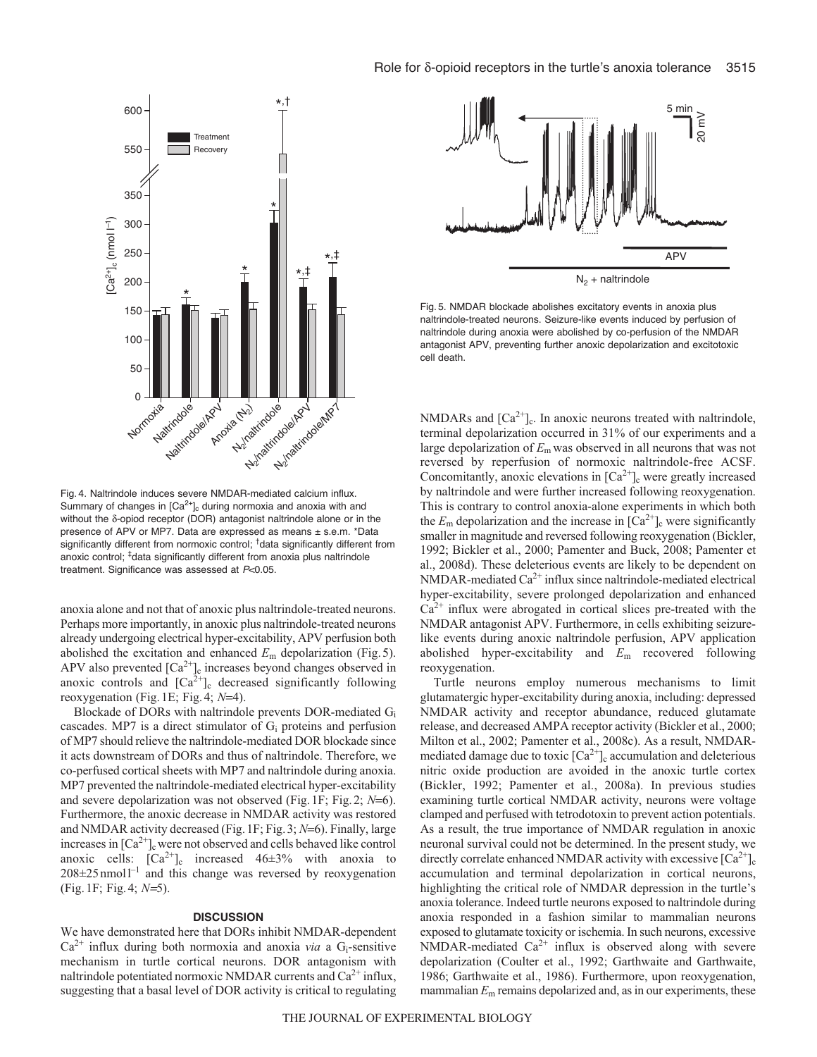Fig. 4. Naltrindole induces severe NMDAR-mediated calcium influx. Summary of changes in $[Ca^{2+}]_c$ during normoxia and anoxia with and without the δ-opioid receptor (DOR) antagonist naltrindole alone or in the presence of APV or MP7. Data are expressed as means ± s.e.m. *Data significantly different from normoxic control; †data significantly different from anoxic control; ‡data significantly different from anoxia plus naltrindole treatment. Significance was assessed at $P<0.05$.

Fig. 5. NMDAR blockade abolishes excitatory events in anoxia plus naltrindole-treated neurons. Seizure-like events induced by perfusion of naltrindole during anoxia were abolished by co-perfusion of the NMDAR antagonist APV, preventing further anoxic depolarization and excitotoxic cell death.

anoxia alone and not that of anoxic plus naltrindole-treated neurons. Perhaps more importantly, in anoxic plus naltrindole-treated neurons already undergoing electrical hyper-excitability, APV perfusion both abolished the excitation and enhanced $E_m$ depolarization (Fig. 5). APV also prevented $[Ca^{2+}]_c$ increases beyond changes observed in anoxic controls and $[Ca^{2+}]_c$ decreased significantly following reoxygenation (Fig. 1E; Fig. 4; $N$=4).

Blockade of DORs with naltrindole prevents DOR-mediated $G_i$ cascades. MP7 is a direct stimulator of $G_i$ proteins and perfusion of MP7 should relieve the naltrindole-mediated DOR blockade since it acts downstream of DORs and thus of naltrindole. Therefore, we co-perfused cortical sheets with MP7 and naltrindole during anoxia. MP7 prevented the naltrindole-mediated electrical hyper-excitability and severe depolarization was not observed (Fig. 1F; Fig. 2; $N$=6). Furthermore, the anoxic decrease in NMDAR activity was restored and NMDAR activity decreased (Fig. 1F; Fig. 3; $N$=6). Finally, large increases in $[Ca^{2+}]_c$ were not observed and cells behaved like control anoxic cells: $[Ca^{2+}]_c$ increased 46±3% with anoxia to 208±25 nmol $l^{-1}$ and this change was reversed by reoxygenation (Fig. 1F; Fig. 4; $N$=5).

## DISCUSSION

We have demonstrated here that DORs inhibit NMDAR-dependent $Ca^{2+}$ influx during both normoxia and anoxia *via* a $G_i$-sensitive mechanism in turtle cortical neurons. DOR antagonism with naltrindole potentiated normoxic NMDAR currents and $Ca^{2+}$ influx, suggesting that a basal level of DOR activity is critical to regulating NMDARs and $[Ca^{2+}]_c$. In anoxic neurons treated with naltrindole, terminal depolarization occurred in 31% of our experiments and a large depolarization of $E_m$ was observed in all neurons that was not reversed by reperfusion of normoxic naltrindole-free ACSF. Concomitantly, anoxic elevations in $[Ca^{2+}]_c$ were greatly increased by naltrindole and were further increased following reoxygenation. This is contrary to control anoxia-alone experiments in which both the $E_m$ depolarization and the increase in $[Ca^{2+}]_c$ were significantly smaller in magnitude and reversed following reoxygenation (Bickler, 1992; Bickler et al., 2000; Pamenter and Buck, 2008; Pamenter et al., 2008d). These deleterious events are likely to be dependent on NMDAR-mediated $Ca^{2+}$ influx since naltrindole-mediated electrical hyper-excitability, severe prolonged depolarization and enhanced $Ca^{2+}$ influx were abrogated in cortical slices pre-treated with the NMDAR antagonist APV. Furthermore, in cells exhibiting seizure-like events during anoxic naltrindole perfusion, APV application abolished hyper-excitability and $E_m$ recovered following reoxygenation.

Turtle neurons employ numerous mechanisms to limit glutamatergic hyper-excitability during anoxia, including: depressed NMDAR activity and receptor abundance, reduced glutamate release, and decreased AMPA receptor activity (Bickler et al., 2000; Milton et al., 2002; Pamenter et al., 2008c). As a result, NMDAR-mediated damage due to toxic $[Ca^{2+}]_c$ accumulation and deleterious nitric oxide production are avoided in the anoxic turtle cortex (Bickler, 1992; Pamenter et al., 2008a). In previous studies examining turtle cortical NMDAR activity, neurons were voltage clamped and perfused with tetrodotoxin to prevent action potentials. As a result, the true importance of NMDAR regulation in anoxic neuronal survival could not be determined. In the present study, we directly correlate enhanced NMDAR activity with excessive $[Ca^{2+}]_c$ accumulation and terminal depolarization in cortical neurons, highlighting the critical role of NMDAR depression in the turtle's anoxia tolerance. Indeed turtle neurons exposed to naltrindole during anoxia responded in a fashion similar to mammalian neurons exposed to glutamate toxicity or ischemia. In such neurons, excessive NMDAR-mediated $Ca^{2+}$ influx is observed along with severe depolarization (Coulter et al., 1992; Garthwaite and Garthwaite, 1986; Garthwaite et al., 1986). Furthermore, upon reoxygenation, mammalian $E_m$ remains depolarized and, as in our experiments, these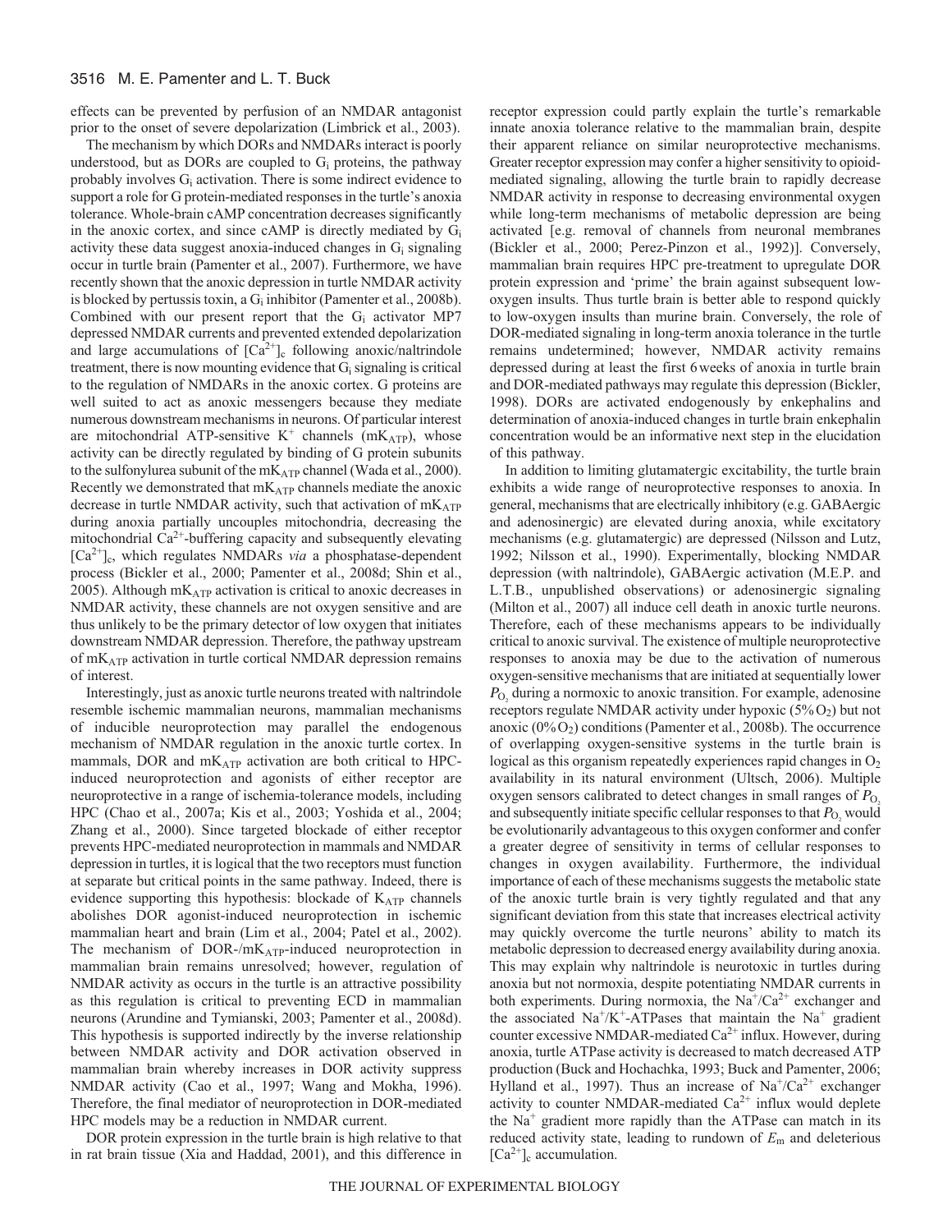effects can be prevented by perfusion of an NMDAR antagonist prior to the onset of severe depolarization (Limbrick et al., 2003).

The mechanism by which DORs and NMDARs interact is poorly understood, but as DORs are coupled to $G_i$ proteins, the pathway probably involves $G_i$ activation. There is some indirect evidence to support a role for G protein-mediated responses in the turtle's anoxia tolerance. Whole-brain cAMP concentration decreases significantly in the anoxic cortex, and since cAMP is directly mediated by $G_i$ activity these data suggest anoxia-induced changes in $G_i$ signaling occur in turtle brain (Pamenter et al., 2007). Furthermore, we have recently shown that the anoxic depression in turtle NMDAR activity is blocked by pertussis toxin, a $G_i$ inhibitor (Pamenter et al., 2008b). Combined with our present report that the $G_i$ activator MP7 depressed NMDAR currents and prevented extended depolarization and large accumulations of $[Ca^{2+}]_c$ following anoxic/naltrindole treatment, there is now mounting evidence that $G_i$ signaling is critical to the regulation of NMDARs in the anoxic cortex. G proteins are well suited to act as anoxic messengers because they mediate numerous downstream mechanisms in neurons. Of particular interest are mitochondrial ATP-sensitive $K^+$ channels ($mK_{ATP}$), whose activity can be directly regulated by binding of G protein subunits to the sulfonylurea subunit of the $mK_{ATP}$ channel (Wada et al., 2000). Recently we demonstrated that $mK_{ATP}$ channels mediate the anoxic decrease in turtle NMDAR activity, such that activation of $mK_{ATP}$ during anoxia partially uncouples mitochondria, decreasing the mitochondrial $Ca^{2+}$-buffering capacity and subsequently elevating $[Ca^{2+}]_c$, which regulates NMDARs *via* a phosphatase-dependent process (Bickler et al., 2000; Pamenter et al., 2008d; Shin et al., 2005). Although $mK_{ATP}$ activation is critical to anoxic decreases in NMDAR activity, these channels are not oxygen sensitive and are thus unlikely to be the primary detector of low oxygen that initiates downstream NMDAR depression. Therefore, the pathway upstream of $mK_{ATP}$ activation in turtle cortical NMDAR depression remains of interest.

Interestingly, just as anoxic turtle neurons treated with naltrindole resemble ischemic mammalian neurons, mammalian mechanisms of inducible neuroprotection may parallel the endogenous mechanism of NMDAR regulation in the anoxic turtle cortex. In mammals, DOR and $mK_{ATP}$ activation are both critical to HPC-induced neuroprotection and agonists of either receptor are neuroprotective in a range of ischemia-tolerance models, including HPC (Chao et al., 2007a; Kis et al., 2003; Yoshida et al., 2004; Zhang et al., 2000). Since targeted blockade of either receptor prevents HPC-mediated neuroprotection in mammals and NMDAR depression in turtles, it is logical that the two receptors must function at separate but critical points in the same pathway. Indeed, there is evidence supporting this hypothesis: blockade of $K_{ATP}$ channels abolishes DOR agonist-induced neuroprotection in ischemic mammalian heart and brain (Lim et al., 2004; Patel et al., 2002). The mechanism of DOR-/$mK_{ATP}$-induced neuroprotection in mammalian brain remains unresolved; however, regulation of NMDAR activity as occurs in the turtle is an attractive possibility as this regulation is critical to preventing ECD in mammalian neurons (Arundine and Tymianski, 2003; Pamenter et al., 2008d). This hypothesis is supported indirectly by the inverse relationship between NMDAR activity and DOR activation observed in mammalian brain whereby increases in DOR activity suppress NMDAR activity (Cao et al., 1997; Wang and Mokha, 1996). Therefore, the final mediator of neuroprotection in DOR-mediated HPC models may be a reduction in NMDAR current.

DOR protein expression in the turtle brain is high relative to that in rat brain tissue (Xia and Haddad, 2001), and this difference in receptor expression could partly explain the turtle's remarkable innate anoxia tolerance relative to the mammalian brain, despite their apparent reliance on similar neuroprotective mechanisms. Greater receptor expression may confer a higher sensitivity to opioid-mediated signaling, allowing the turtle brain to rapidly decrease NMDAR activity in response to decreasing environmental oxygen while long-term mechanisms of metabolic depression are being activated [e.g. removal of channels from neuronal membranes (Bickler et al., 2000; Perez-Pinzon et al., 1992)]. Conversely, mammalian brain requires HPC pre-treatment to upregulate DOR protein expression and 'prime' the brain against subsequent low-oxygen insults. Thus turtle brain is better able to respond quickly to low-oxygen insults than murine brain. Conversely, the role of DOR-mediated signaling in long-term anoxia tolerance in the turtle remains undetermined; however, NMDAR activity remains depressed during at least the first 6 weeks of anoxia in turtle brain and DOR-mediated pathways may regulate this depression (Bickler, 1998). DORs are activated endogenously by enkephalins and determination of anoxia-induced changes in turtle brain enkephalin concentration would be an informative next step in the elucidation of this pathway.

In addition to limiting glutamatergic excitability, the turtle brain exhibits a wide range of neuroprotective responses to anoxia. In general, mechanisms that are electrically inhibitory (e.g. GABAergic and adenosinergic) are elevated during anoxia, while excitatory mechanisms (e.g. glutamatergic) are depressed (Nilsson and Lutz, 1992; Nilsson et al., 1990). Experimentally, blocking NMDAR depression (with naltrindole), GABAergic activation (M.E.P. and L.T.B., unpublished observations) or adenosinergic signaling (Milton et al., 2007) all induce cell death in anoxic turtle neurons. Therefore, each of these mechanisms appears to be individually critical to anoxic survival. The existence of multiple neuroprotective responses to anoxia may be due to the activation of numerous oxygen-sensitive mechanisms that are initiated at sequentially lower $P_{O_2}$ during a normoxic to anoxic transition. For example, adenosine receptors regulate NMDAR activity under hypoxic (5% $O_2$) but not anoxic (0% $O_2$) conditions (Pamenter et al., 2008b). The occurrence of overlapping oxygen-sensitive systems in the turtle brain is logical as this organism repeatedly experiences rapid changes in $O_2$ availability in its natural environment (Ultsch, 2006). Multiple oxygen sensors calibrated to detect changes in small ranges of $P_{O_2}$ and subsequently initiate specific cellular responses to that $P_{O_2}$ would be evolutionarily advantageous to this oxygen conformer and confer a greater degree of sensitivity in terms of cellular responses to changes in oxygen availability. Furthermore, the individual importance of each of these mechanisms suggests the metabolic state of the anoxic turtle brain is very tightly regulated and that any significant deviation from this state that increases electrical activity may quickly overcome the turtle neurons' ability to match its metabolic depression to decreased energy availability during anoxia. This may explain why naltrindole is neurotoxic in turtles during anoxia but not normoxia, despite potentiating NMDAR currents in both experiments. During normoxia, the $Na^+/Ca^{2+}$ exchanger and the associated $Na^+/K^+$-ATPases that maintain the $Na^+$ gradient counter excessive NMDAR-mediated $Ca^{2+}$ influx. However, during anoxia, turtle ATPase activity is decreased to match decreased ATP production (Buck and Hochachka, 1993; Buck and Pamenter, 2006; Hylland et al., 1997). Thus an increase of $Na^+/Ca^{2+}$ exchanger activity to counter NMDAR-mediated $Ca^{2+}$ influx would deplete the $Na^+$ gradient more rapidly than the ATPase can match in its reduced activity state, leading to rundown of $E_m$ and deleterious $[Ca^{2+}]_c$ accumulation.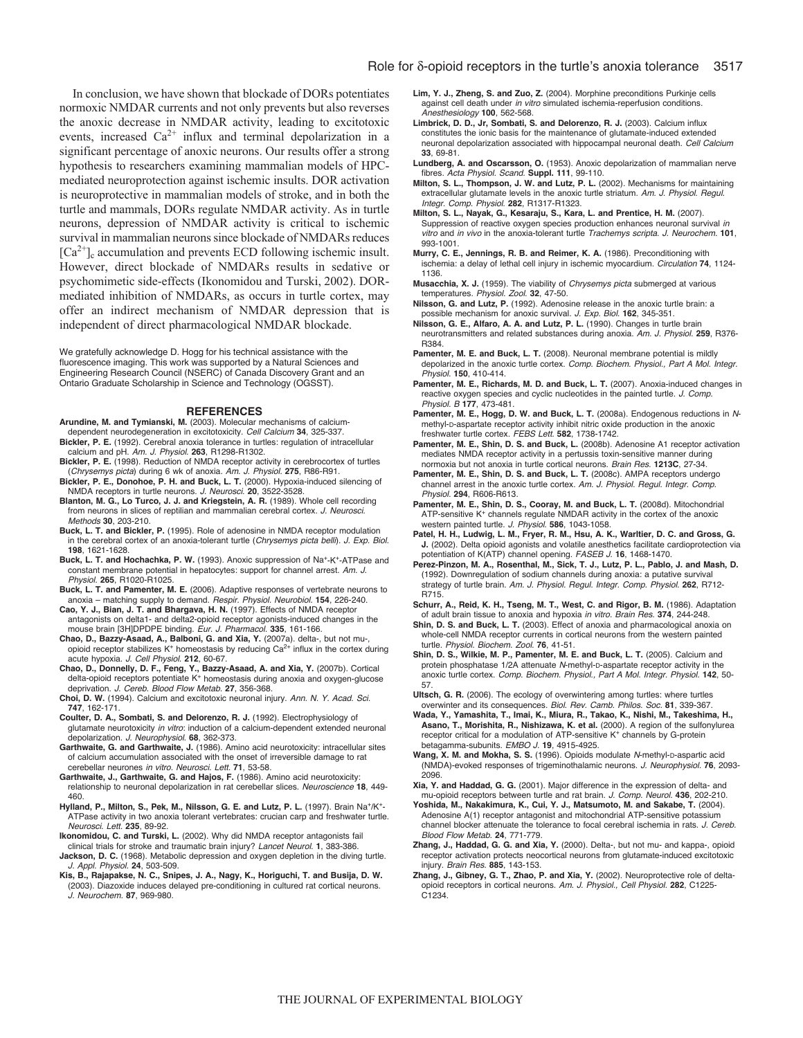In conclusion, we have shown that blockade of DORs potentiates normoxic NMDAR currents and not only prevents but also reverses the anoxic decrease in NMDAR activity, leading to excitotoxic events, increased $Ca^{2+}$ influx and terminal depolarization in a significant percentage of anoxic neurons. Our results offer a strong hypothesis to researchers examining mammalian models of HPC-mediated neuroprotection against ischemic insults. DOR activation is neuroprotective in mammalian models of stroke, and in both the turtle and mammals, DORs regulate NMDAR activity. As in turtle neurons, depression of NMDAR activity is critical to ischemic survival in mammalian neurons since blockade of NMDARs reduces $[Ca^{2+}]_c$ accumulation and prevents ECD following ischemic insult. However, direct blockade of NMDARs results in sedative or psychomimetic side-effects (Ikonomidou and Turski, 2002). DOR-mediated inhibition of NMDARs, as occurs in turtle cortex, may offer an indirect mechanism of NMDAR depression that is independent of direct pharmacological NMDAR blockade.

We gratefully acknowledge D. Hogg for his technical assistance with the fluorescence imaging. This work was supported by a Natural Sciences and Engineering Research Council (NSERC) of Canada Discovery Grant and an Ontario Graduate Scholarship in Science and Technology (OGSST).

## REFERENCES

**Arundine, M. and Tymianski, M.** (2003). Molecular mechanisms of calcium-dependent neurodegeneration in excitotoxicity. *Cell Calcium* **34**, 325-337.

**Bickler, P. E.** (1992). Cerebral anoxia tolerance in turtles: regulation of intracellular calcium and pH. *Am. J. Physiol.* **263**, R1298-R1302.

**Bickler, P. E.** (1998). Reduction of NMDA receptor activity in cerebrocortex of turtles (*Chrysemys picta*) during 6 wk of anoxia. *Am. J. Physiol.* **275**, R86-R91.

**Bickler, P. E., Donohoe, P. H. and Buck, L. T.** (2000). Hypoxia-induced silencing of NMDA receptors in turtle neurons. *J. Neurosci.* **20**, 3522-3528.

**Blanton, M. G., Lo Turco, J. J. and Kriegstein, A. R.** (1989). Whole cell recording from neurons in slices of reptilian and mammalian cerebral cortex. *J. Neurosci. Methods* **30**, 203-210.

**Buck, L. T. and Bickler, P.** (1995). Role of adenosine in NMDA receptor modulation in the cerebral cortex of an anoxia-tolerant turtle (*Chrysemys picta belli*). *J. Exp. Biol.* **198**, 1621-1628.

**Buck, L. T. and Hochachka, P. W.** (1993). Anoxic suppression of $Na^+$-$K^+$-ATPase and constant membrane potential in hepatocytes: support for channel arrest. *Am. J. Physiol.* **265**, R1020-R1025.

**Buck, L. T. and Pamenter, M. E.** (2006). Adaptive responses of vertebrate neurons to anoxia – matching supply to demand. *Respir. Physiol. Neurobiol.* **154**, 226-240.

**Cao, Y. J., Bian, J. T. and Bhargava, H. N.** (1997). Effects of NMDA receptor antagonists on delta1- and delta2-opioid receptor agonists-induced changes in the mouse brain [3H]DPDPE binding. *Eur. J. Pharmacol.* **335**, 161-166.

**Chao, D., Bazzy-Asaad, A., Balboni, G. and Xia, Y.** (2007a). delta-, but not mu-, opioid receptor stabilizes $K^+$ homeostasis by reducing $Ca^{2+}$ influx in the cortex during acute hypoxia. *J. Cell Physiol.* **212**, 60-67.

**Chao, D., Donnelly, D. F., Feng, Y., Bazzy-Asaad, A. and Xia, Y.** (2007b). Cortical delta-opioid receptors potentiate $K^+$ homeostasis during anoxia and oxygen-glucose deprivation. *J. Cereb. Blood Flow Metab.* **27**, 356-368.

**Choi, D. W.** (1994). Calcium and excitotoxic neuronal injury. *Ann. N. Y. Acad. Sci.* **747**, 162-171.

**Coulter, D. A., Sombati, S. and Delorenzo, R. J.** (1992). Electrophysiology of glutamate neurotoxicity *in vitro*: induction of a calcium-dependent extended neuronal depolarization. *J. Neurophysiol.* **68**, 362-373.

**Garthwaite, G. and Garthwaite, J.** (1986). Amino acid neurotoxicity: intracellular sites of calcium accumulation associated with the onset of irreversible damage to rat cerebellar neurones *in vitro*. *Neurosci. Lett.* **71**, 53-58.

**Garthwaite, J., Garthwaite, G. and Hajos, F.** (1986). Amino acid neurotoxicity: relationship to neuronal depolarization in rat cerebellar slices. *Neuroscience* **18**, 449-460.

**Hylland, P., Milton, S., Pek, M., Nilsson, G. E. and Lutz, P. L.** (1997). Brain $Na^+$/$K^+$-ATPase activity in two anoxia tolerant vertebrates: crucian carp and freshwater turtle. *Neurosci. Lett.* **235**, 89-92.

**Ikonomidou, C. and Turski, L.** (2002). Why did NMDA receptor antagonists fail clinical trials for stroke and traumatic brain injury? *Lancet Neurol.* **1**, 383-386.

**Jackson, D. C.** (1968). Metabolic depression and oxygen depletion in the diving turtle. *J. Appl. Physiol.* **24**, 503-509.

**Kis, B., Rajapakse, N. C., Snipes, J. A., Nagy, K., Horiguchi, T. and Busija, D. W.** (2003). Diazoxide induces delayed pre-conditioning in cultured rat cortical neurons. *J. Neurochem.* **87**, 969-980.

**Lim, Y. J., Zheng, S. and Zuo, Z.** (2004). Morphine preconditions Purkinje cells against cell death under *in vitro* simulated ischemia-reperfusion conditions. *Anesthesiology* **100**, 562-568.

**Limbrick, D. D., Jr, Sombati, S. and Delorenzo, R. J.** (2003). Calcium influx constitutes the ionic basis for the maintenance of glutamate-induced extended neuronal depolarization associated with hippocampal neuronal death. *Cell Calcium* **33**, 69-81.

**Lundberg, A. and Oscarsson, O.** (1953). Anoxic depolarization of mammalian nerve fibres. *Acta Physiol. Scand.* **Suppl. 111**, 99-110.

**Milton, S. L., Thompson, J. W. and Lutz, P. L.** (2002). Mechanisms for maintaining extracellular glutamate levels in the anoxic turtle striatum. *Am. J. Physiol. Regul. Integr. Comp. Physiol.* **282**, R1317-R1323.

**Milton, S. L., Nayak, G., Kesaraju, S., Kara, L. and Prentice, H. M.** (2007). Suppression of reactive oxygen species production enhances neuronal survival *in vitro* and *in vivo* in the anoxia-tolerant turtle *Trachemys scripta*. *J. Neurochem.* **101**, 993-1001.

**Murry, C. E., Jennings, R. B. and Reimer, K. A.** (1986). Preconditioning with ischemia: a delay of lethal cell injury in ischemic myocardium. *Circulation* **74**, 1124-1136.

**Musacchia, X. J.** (1959). The viability of *Chrysemys picta* submerged at various temperatures. *Physiol. Zool.* **32**, 47-50.

**Nilsson, G. and Lutz, P.** (1992). Adenosine release in the anoxic turtle brain: a possible mechanism for anoxic survival. *J. Exp. Biol.* **162**, 345-351.

**Nilsson, G. E., Alfaro, A. A. and Lutz, P. L.** (1990). Changes in turtle brain neurotransmitters and related substances during anoxia. *Am. J. Physiol.* **259**, R376-R384.

**Pamenter, M. E. and Buck, L. T.** (2008). Neuronal membrane potential is mildly depolarized in the anoxic turtle cortex. *Comp. Biochem. Physiol., Part A Mol. Integr. Physiol.* **150**, 410-414.

**Pamenter, M. E., Richards, M. D. and Buck, L. T.** (2007). Anoxia-induced changes in reactive oxygen species and cyclic nucleotides in the painted turtle. *J. Comp. Physiol. B* **177**, 473-481.

**Pamenter, M. E., Hogg, D. W. and Buck, L. T.** (2008a). Endogenous reductions in *N*-methyl-D-aspartate receptor activity inhibit nitric oxide production in the anoxic freshwater turtle cortex. *FEBS Lett.* **582**, 1738-1742.

**Pamenter, M. E., Shin, D. S. and Buck, L.** (2008b). Adenosine A1 receptor activation mediates NMDA receptor activity in a pertussis toxin-sensitive manner during normoxia but not anoxia in turtle cortical neurons. *Brain Res.* **1213C**, 27-34.

**Pamenter, M. E., Shin, D. S. and Buck, L. T.** (2008c). AMPA receptors undergo channel arrest in the anoxic turtle cortex. *Am. J. Physiol. Regul. Integr. Comp. Physiol.* **294**, R606-R613.

**Pamenter, M. E., Shin, D. S., Cooray, M. and Buck, L. T.** (2008d). Mitochondrial ATP-sensitive $K^+$ channels regulate NMDAR activity in the cortex of the anoxic western painted turtle. *J. Physiol.* **586**, 1043-1058.

**Patel, H. H., Ludwig, L. M., Fryer, R. M., Hsu, A. K., Warltier, D. C. and Gross, G. J.** (2002). Delta opioid agonists and volatile anesthetics facilitate cardioprotection via potentiation of K(ATP) channel opening. *FASEB J.* **16**, 1468-1470.

**Perez-Pinzon, M. A., Rosenthal, M., Sick, T. J., Lutz, P. L., Pablo, J. and Mash, D.** (1992). Downregulation of sodium channels during anoxia: a putative survival strategy of turtle brain. *Am. J. Physiol. Regul. Integr. Comp. Physiol.* **262**, R712-R715.

**Schurr, A., Reid, K. H., Tseng, M. T., West, C. and Rigor, B. M.** (1986). Adaptation of adult brain tissue to anoxia and hypoxia *in vitro*. *Brain Res.* **374**, 244-248.

**Shin, D. S. and Buck, L. T.** (2003). Effect of anoxia and pharmacological anoxia on whole-cell NMDA receptor currents in cortical neurons from the western painted turtle. *Physiol. Biochem. Zool.* **76**, 41-51.

**Shin, D. S., Wilkie, M. P., Pamenter, M. E. and Buck, L. T.** (2005). Calcium and protein phosphatase 1/2A attenuate *N*-methyl-D-aspartate receptor activity in the anoxic turtle cortex. *Comp. Biochem. Physiol., Part A Mol. Integr. Physiol.* **142**, 50-57.

**Ultsch, G. R.** (2006). The ecology of overwintering among turtles: where turtles overwinter and its consequences. *Biol. Rev. Camb. Philos. Soc.* **81**, 339-367.

**Wada, Y., Yamashita, T., Imai, K., Miura, R., Takao, K., Nishi, M., Takeshima, H., Asano, T., Morishita, R., Nishizawa, K. et al.** (2000). A region of the sulfonylurea receptor critical for a modulation of ATP-sensitive $K^+$ channels by G-protein betagamma-subunits. *EMBO J.* **19**, 4915-4925.

**Wang, X. M. and Mokha, S. S.** (1996). Opioids modulate *N*-methyl-D-aspartic acid (NMDA)-evoked responses of trigeminothalamic neurons. *J. Neurophysiol.* **76**, 2093-2096.

**Xia, Y. and Haddad, G. G.** (2001). Major difference in the expression of delta- and mu-opioid receptors between turtle and rat brain. *J. Comp. Neurol.* **436**, 202-210.

**Yoshida, M., Nakakimura, K., Cui, Y. J., Matsumoto, M. and Sakabe, T.** (2004). Adenosine A(1) receptor antagonist and mitochondrial ATP-sensitive potassium channel blocker attenuate the tolerance to focal cerebral ischemia in rats. *J. Cereb. Blood Flow Metab.* **24**, 771-779.

**Zhang, J., Haddad, G. G. and Xia, Y.** (2000). Delta-, but not mu- and kappa-, opioid receptor activation protects neocortical neurons from glutamate-induced excitotoxic injury. *Brain Res.* **885**, 143-153.

**Zhang, J., Gibney, G. T., Zhao, P. and Xia, Y.** (2002). Neuroprotective role of delta-opioid receptors in cortical neurons. *Am. J. Physiol., Cell Physiol.* **282**, C1225-C1234.